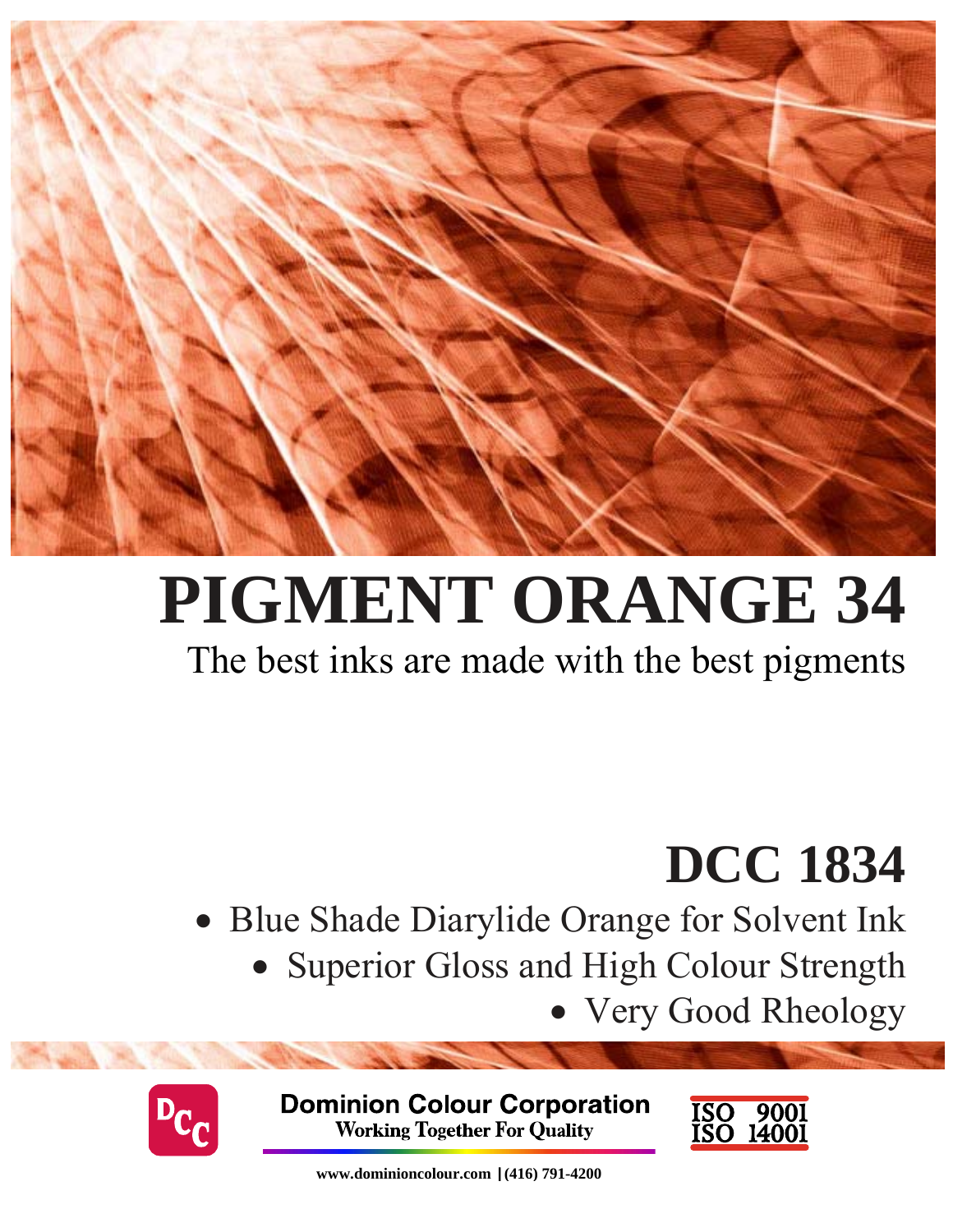# PIGMENT ORANGE 34

The best inks are made with the best pigments

## DCC 1834

- Blue Shade Diarylide Orange for Solvent Ink
- Superior Gloss and High Colour Strength
- Very Good Rheology

**Dominion Colour Corporation**
**Working Together For Quality**

ISO 9001
ISO 14001

**www.dominioncolour.com | (416) 791-4200**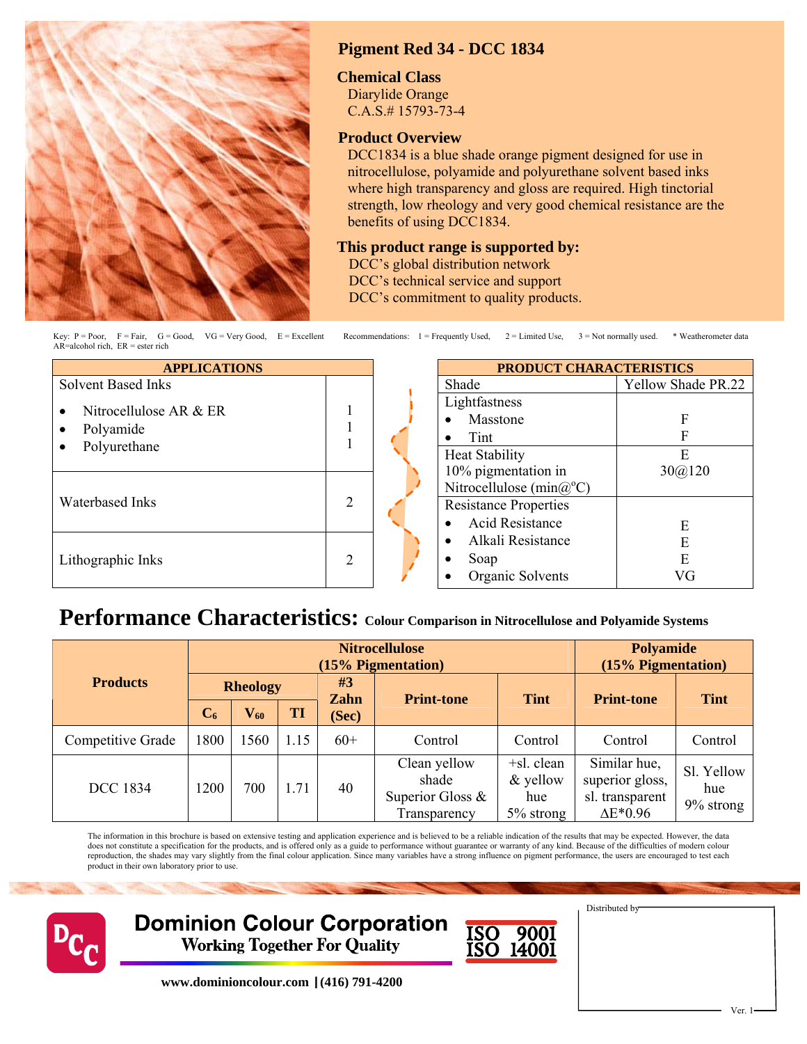## Pigment Red 34 - DCC 1834

### Chemical Class

Diarylide Orange
C.A.S.# 15793-73-4

### Product Overview

DCC1834 is a blue shade orange pigment designed for use in nitrocellulose, polyamide and polyurethane solvent based inks where high transparency and gloss are required. High tinctorial strength, low rheology and very good chemical resistance are the benefits of using DCC1834.

### This product range is supported by:

DCC's global distribution network
DCC's technical service and support
DCC's commitment to quality products.

Key: P = Poor, F = Fair, G = Good, VG = Very Good, E = Excellent AR=alcohol rich, ER = ester rich Recommendations: 1 = Frequently Used, 2 = Limited Use, 3 = Not normally used. * Weatherometer data

| APPLICATIONS | |
|---|---|
| Solvent Based Inks | |
| • Nitrocellulose AR & ER | 1 |
| • Polyamide | 1 |
| • Polyurethane | 1 |
| Waterbased Inks | 2 |
| Lithographic Inks | 2 |

| PRODUCT CHARACTERISTICS | |
|---|---|
| Shade | Yellow Shade PR.22 |
| Lightfastness | |
| • Masstone | F |
| • Tint | F |
| Heat Stability 10% pigmentation in Nitrocellulose (min@°C) | E 30@120 |
| Resistance Properties | |
| • Acid Resistance | E |
| • Alkali Resistance | E |
| • Soap | E |
| • Organic Solvents | VG |

## Performance Characteristics: Colour Comparison in Nitrocellulose and Polyamide Systems

| Products | Nitrocellulose (15% Pigmentation) | | | | | | Polyamide (15% Pigmentation) | |
|---|---|---|---|---|---|---|---|---|
| | Rheology | | | #3 Zahn (Sec) | Print-tone | Tint | Print-tone | Tint |
| | $C_6$ | $V_{60}$ | TI | | | | | |
| Competitive Grade | 1800 | 1560 | 1.15 | 60+ | Control | Control | Control | Control |
| DCC 1834 | 1200 | 700 | 1.71 | 40 | Clean yellow shade Superior Gloss & Transparency | +sl. clean & yellow hue 5% strong | Similar hue, superior gloss, sl. transparent ΔE*0.96 | Sl. Yellow hue 9% strong |

The information in this brochure is based on extensive testing and application experience and is believed to be a reliable indication of the results that may be expected. However, the data does not constitute a specification for the products, and is offered only as a guide to performance without guarantee or warranty of any kind. Because of the difficulties of modern colour reproduction, the shades may vary slightly from the final colour application. Since many variables have a strong influence on pigment performance, the users are encouraged to test each product in their own laboratory prior to use.

**Dominion Colour Corporation**
Working Together For Quality

ISO 9001
ISO 14001

www.dominioncolour.com | (416) 791-4200

Distributed by

Ver. 1